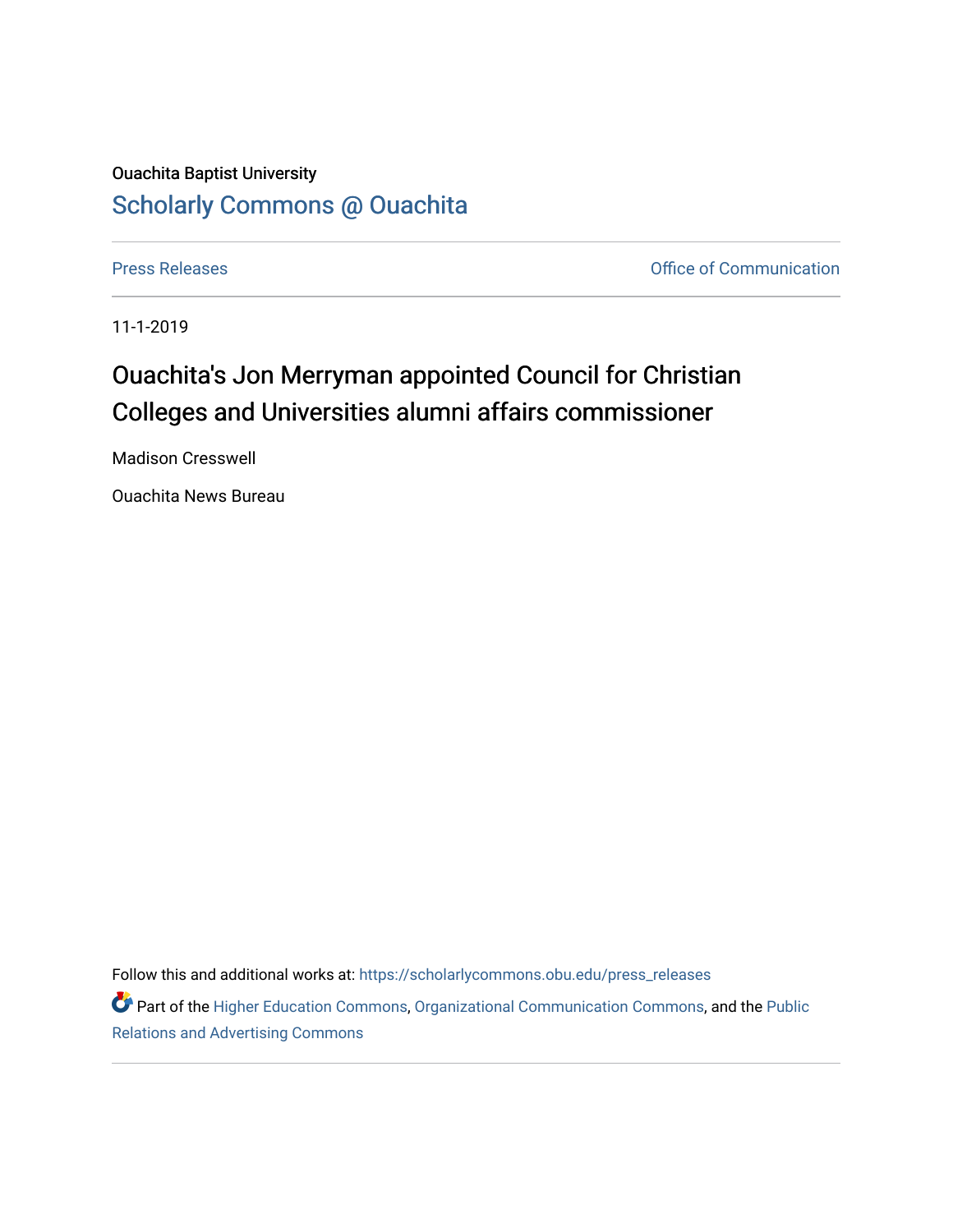Ouachita Baptist University

[Scholarly Commons @ Ouachita](https://scholarlycommons.obu.edu/)

Press Releases | Office of Communication

11-1-2019

# Ouachita's Jon Merryman appointed Council for Christian Colleges and Universities alumni affairs commissioner

Madison Cresswell

Ouachita News Bureau

Follow this and additional works at: https://scholarlycommons.obu.edu/press_releases

Part of the Higher Education Commons, Organizational Communication Commons, and the Public Relations and Advertising Commons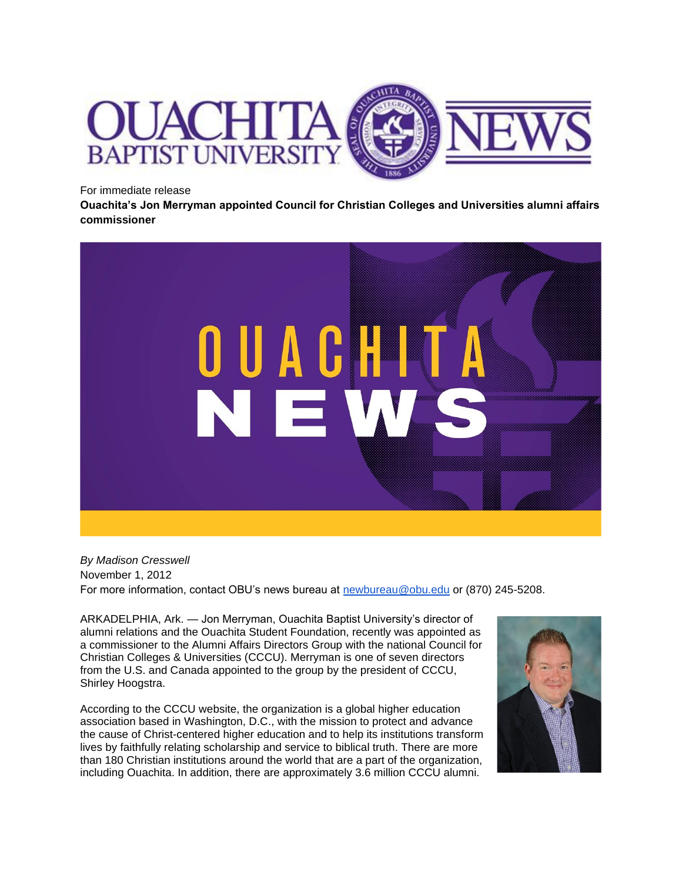For immediate release

**Ouachita's Jon Merryman appointed Council for Christian Colleges and Universities alumni affairs commissioner**

*By Madison Cresswell*
November 1, 2012
For more information, contact OBU's news bureau at newbureau@obu.edu or (870) 245-5208.

ARKADELPHIA, Ark. — Jon Merryman, Ouachita Baptist University's director of alumni relations and the Ouachita Student Foundation, recently was appointed as a commissioner to the Alumni Affairs Directors Group with the national Council for Christian Colleges & Universities (CCCU). Merryman is one of seven directors from the U.S. and Canada appointed to the group by the president of CCCU, Shirley Hoogstra.

According to the CCCU website, the organization is a global higher education association based in Washington, D.C., with the mission to protect and advance the cause of Christ-centered higher education and to help its institutions transform lives by faithfully relating scholarship and service to biblical truth. There are more than 180 Christian institutions around the world that are a part of the organization, including Ouachita. In addition, there are approximately 3.6 million CCCU alumni.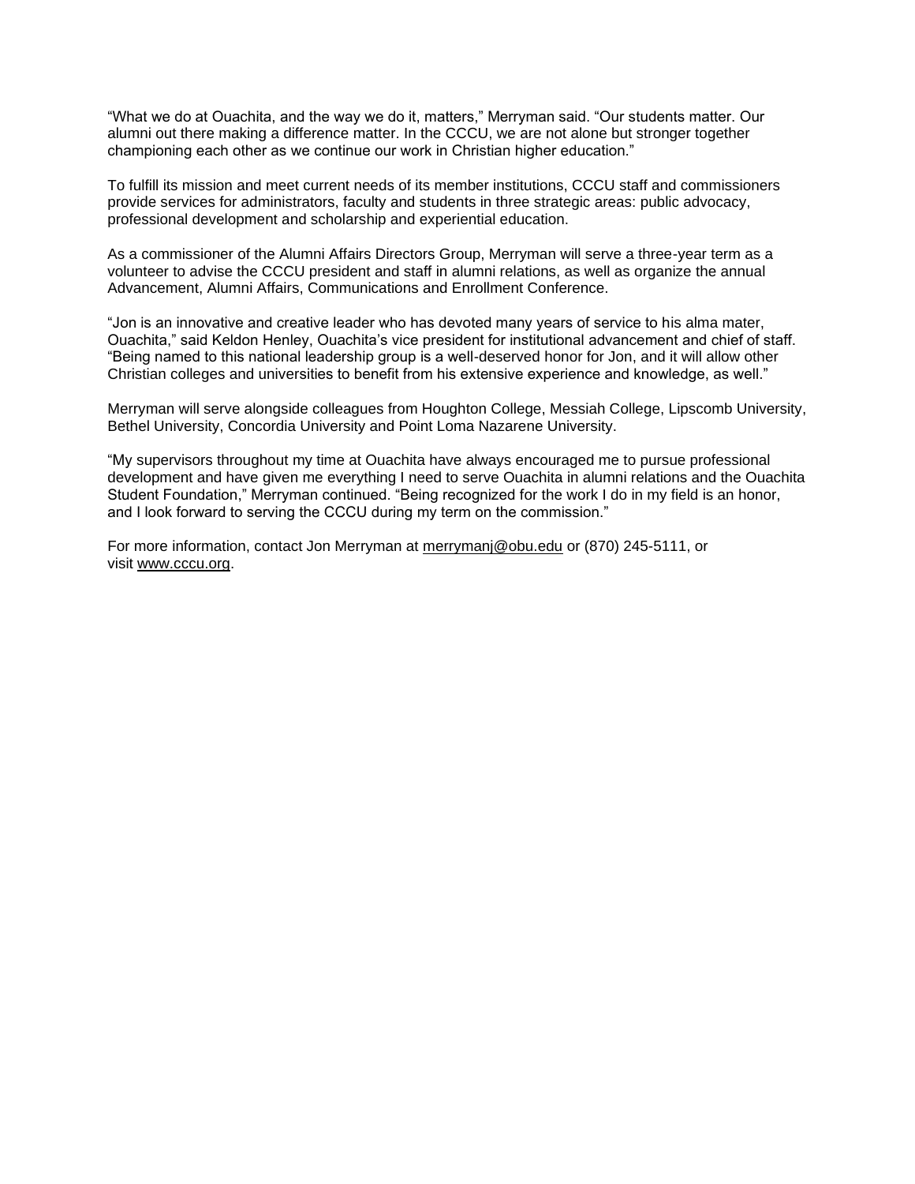“What we do at Ouachita, and the way we do it, matters,” Merryman said. “Our students matter. Our alumni out there making a difference matter. In the CCCU, we are not alone but stronger together championing each other as we continue our work in Christian higher education.”

To fulfill its mission and meet current needs of its member institutions, CCCU staff and commissioners provide services for administrators, faculty and students in three strategic areas: public advocacy, professional development and scholarship and experiential education.

As a commissioner of the Alumni Affairs Directors Group, Merryman will serve a three-year term as a volunteer to advise the CCCU president and staff in alumni relations, as well as organize the annual Advancement, Alumni Affairs, Communications and Enrollment Conference.

“Jon is an innovative and creative leader who has devoted many years of service to his alma mater, Ouachita,” said Keldon Henley, Ouachita’s vice president for institutional advancement and chief of staff. “Being named to this national leadership group is a well-deserved honor for Jon, and it will allow other Christian colleges and universities to benefit from his extensive experience and knowledge, as well.”

Merryman will serve alongside colleagues from Houghton College, Messiah College, Lipscomb University, Bethel University, Concordia University and Point Loma Nazarene University.

“My supervisors throughout my time at Ouachita have always encouraged me to pursue professional development and have given me everything I need to serve Ouachita in alumni relations and the Ouachita Student Foundation,” Merryman continued. “Being recognized for the work I do in my field is an honor, and I look forward to serving the CCCU during my term on the commission.”

For more information, contact Jon Merryman at merrymanj@obu.edu or (870) 245-5111, or visit www.cccu.org.